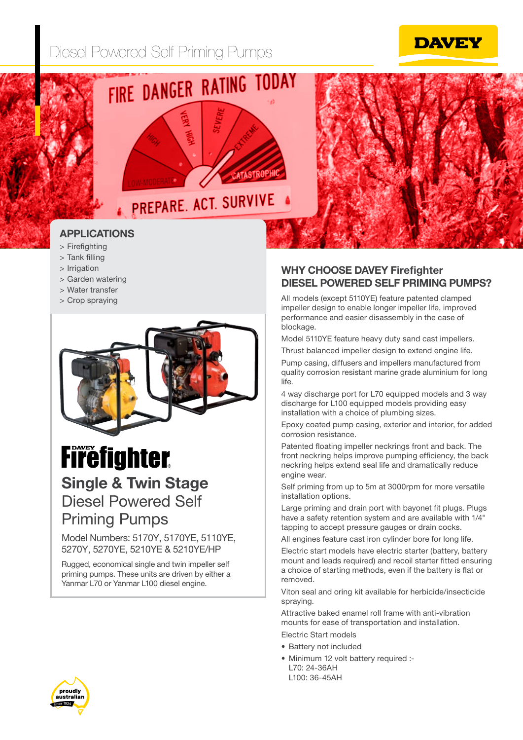# Diesel Powered Self Priming Pumps

## APPLICATIONS

- > Firefighting
- > Tank filling
- > Irrigation
- > Garden watering
- > Water transfer
- > Crop spraying

**DAVEY Firefighter**

## Single & Twin Stage Diesel Powered Self Priming Pumps

Model Numbers: 5170Y, 5170YE, 5110YE, 5270Y, 5270YE, 5210YE & 5210YE/HP

Rugged, economical single and twin impeller self priming pumps. These units are driven by either a Yanmar L70 or Yanmar L100 diesel engine.

## WHY CHOOSE DAVEY Firefighter DIESEL POWERED SELF PRIMING PUMPS?

All models (except 5110YE) feature patented clamped impeller design to enable longer impeller life, improved performance and easier disassembly in the case of blockage.

Model 5110YE feature heavy duty sand cast impellers.

Thrust balanced impeller design to extend engine life.

Pump casing, diffusers and impellers manufactured from quality corrosion resistant marine grade aluminium for long life.

4 way discharge port for L70 equipped models and 3 way discharge for L100 equipped models providing easy installation with a choice of plumbing sizes.

Epoxy coated pump casing, exterior and interior, for added corrosion resistance.

Patented floating impeller neckrings front and back. The front neckring helps improve pumping efficiency, the back neckring helps extend seal life and dramatically reduce engine wear.

Self priming from up to 5m at 3000rpm for more versatile installation options.

Large priming and drain port with bayonet fit plugs. Plugs have a safety retention system and are available with 1/4" tapping to accept pressure gauges or drain cocks.

All engines feature cast iron cylinder bore for long life.

Electric start models have electric starter (battery, battery mount and leads required) and recoil starter fitted ensuring a choice of starting methods, even if the battery is flat or removed.

Viton seal and oring kit available for herbicide/insecticide spraying.

Attractive baked enamel roll frame with anti-vibration mounts for ease of transportation and installation.

Electric Start models

- Battery not included
- Minimum 12 volt battery required :-
  L70: 24-36AH
  L100: 36-45AH

proudly australian since 1934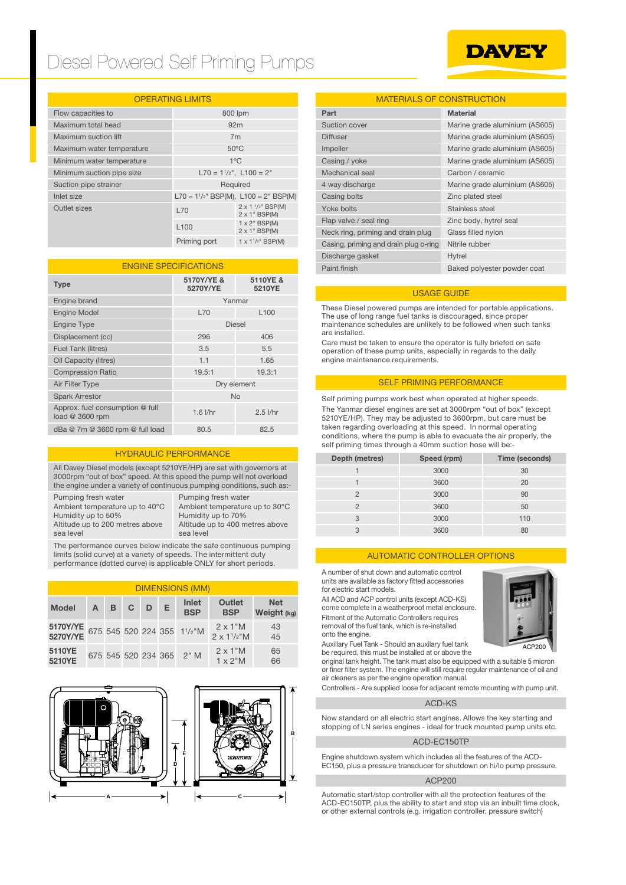# Diesel Powered Self Priming Pumps

DAVEY

## OPERATING LIMITS

| | | |
|---|---|---|
| Flow capacities to | 800 lpm | |
| Maximum total head | 92m | |
| Maximum suction lift | 7m | |
| Maximum water temperature | 50°C | |
| Minimum water temperature | 1°C | |
| Minimum suction pipe size | L70 = 1$^1/_2$", L100 = 2" | |
| Suction pipe strainer | Required | |
| Inlet size | L70 = 1$^1/_2$" BSP(M), L100 = 2" BSP(M) | |
| Outlet sizes | L70 | 2 x 1 $^1/_2$" BSP(M) 2 x 1" BSP(M) |
| | L100 | 1 x 2" BSP(M) 2 x 1" BSP(M) |
| | Priming port | 1 x 1$^1/_2$" BSP(M) |

## ENGINE SPECIFICATIONS

| Type | 5170Y/YE & 5270Y/YE | 5110YE & 5210YE |
|---|---|---|
| Engine brand | Yanmar | |
| Engine Model | L70 | L100 |
| Engine Type | Diesel | |
| Displacement (cc) | 296 | 406 |
| Fuel Tank (litres) | 3.5 | 5.5 |
| Oil Capacity (litres) | 1.1 | 1.65 |
| Compression Ratio | 19.5:1 | 19.3:1 |
| Air Filter Type | Dry element | |
| Spark Arrestor | No | |
| Approx. fuel consumption @ full load @ 3600 rpm | 1.6 l/hr | 2.5 l/hr |
| dBa @ 7m @ 3600 rpm @ full load | 80.5 | 82.5 |

## HYDRAULIC PERFORMANCE

All Davey Diesel models (except 5210YE/HP) are set with governors at 3000rpm "out of box" speed. At this speed the pump will not overload the engine under a variety of continuous pumping conditions, such as:-

| | |
|---|---|
| Pumping fresh water<br>Ambient temperature up to 40°C<br>Humidity up to 50%<br>Altitude up to 200 metres above sea level | Pumping fresh water<br>Ambient temperature up to 30°C<br>Humidity up to 70%<br>Altitude up to 400 metres above sea level |

The performance curves below indicate the safe continuous pumping limits (solid curve) at a variety of speeds. The intermittent duty performance (dotted curve) is applicable ONLY for short periods.

## DIMENSIONS (MM)

| Model | A | B | C | D | E | Inlet BSP | Outlet BSP | Net Weight (kg) |
|---|---|---|---|---|---|---|---|---|
| 5170Y/YE<br>5270Y/YE | 675 | 545 | 520 | 224 | 355 | 1$^1/_2$"M | 2 x 1"M<br>2 x 1$^1/_2$"M | 43<br>45 |
| 5110YE<br>5210YE | 675 | 545 | 520 | 234 | 365 | 2" M | 2 x 1"M<br>1 x 2"M | 65<br>66 |

## MATERIALS OF CONSTRUCTION

| Part | Material |
|---|---|
| Suction cover | Marine grade aluminium (AS605) |
| Diffuser | Marine grade aluminium (AS605) |
| Impeller | Marine grade aluminium (AS605) |
| Casing / yoke | Marine grade aluminium (AS605) |
| Mechanical seal | Carbon / ceramic |
| 4 way discharge | Marine grade aluminium (AS605) |
| Casing bolts | Zinc plated steel |
| Yoke bolts | Stainless steel |
| Flap valve / seal ring | Zinc body, hytrel seal |
| Neck ring, priming and drain plug | Glass filled nylon |
| Casing, priming and drain plug o-ring | Nitrile rubber |
| Discharge gasket | Hytrel |
| Paint finish | Baked polyester powder coat |

## USAGE GUIDE

These Diesel powered pumps are intended for portable applications. The use of long range fuel tanks is discouraged, since proper maintenance schedules are unlikely to be followed when such tanks are installed.

Care must be taken to ensure the operator is fully briefed on safe operation of these pump units, especially in regards to the daily engine maintenance requirements.

## SELF PRIMING PERFORMANCE

Self priming pumps work best when operated at higher speeds.

The Yanmar diesel engines are set at 3000rpm "out of box" (except 5210YE/HP). They may be adjusted to 3600rpm, but care must be taken regarding overloading at this speed. In normal operating conditions, where the pump is able to evacuate the air properly, the self priming times through a 40mm suction hose will be:-

| Depth (metres) | Speed (rpm) | Time (seconds) |
|---|---|---|
| 1 | 3000 | 30 |
| 1 | 3600 | 20 |
| 2 | 3000 | 90 |
| 2 | 3600 | 50 |
| 3 | 3000 | 110 |
| 3 | 3600 | 80 |

## AUTOMATIC CONTROLLER OPTIONS

A number of shut down and automatic control units are available as factory fitted accessories for electric start models.

All ACD and ACP control units (except ACD-KS) come complete in a weatherproof metal enclosure.

Fitment of the Automatic Controllers requires removal of the fuel tank, which is re-installed onto the engine.

ACP200

Auxillary Fuel Tank - Should an auxilary fuel tank be required, this must be installed at or above the original tank height. The tank must also be equipped with a suitable 5 micron or finer filter system. The engine will still require regular maintenance of oil and air cleaners as per the engine operation manual.

Controllers - Are supplied loose for adjacent remote mounting with pump unit.

### ACD-KS

Now standard on all electric start engines. Allows the key starting and stopping of LN series engines - ideal for truck mounted pump units etc.

### ACD-EC150TP

Engine shutdown system which includes all the features of the ACD-EC150, plus a pressure transducer for shutdown on hi/lo pump pressure.

### ACP200

Automatic start/stop controller with all the protection features of the ACD-EC150TP, plus the ability to start and stop via an inbuilt time clock, or other external controls (e.g. irrigation controller, pressure switch)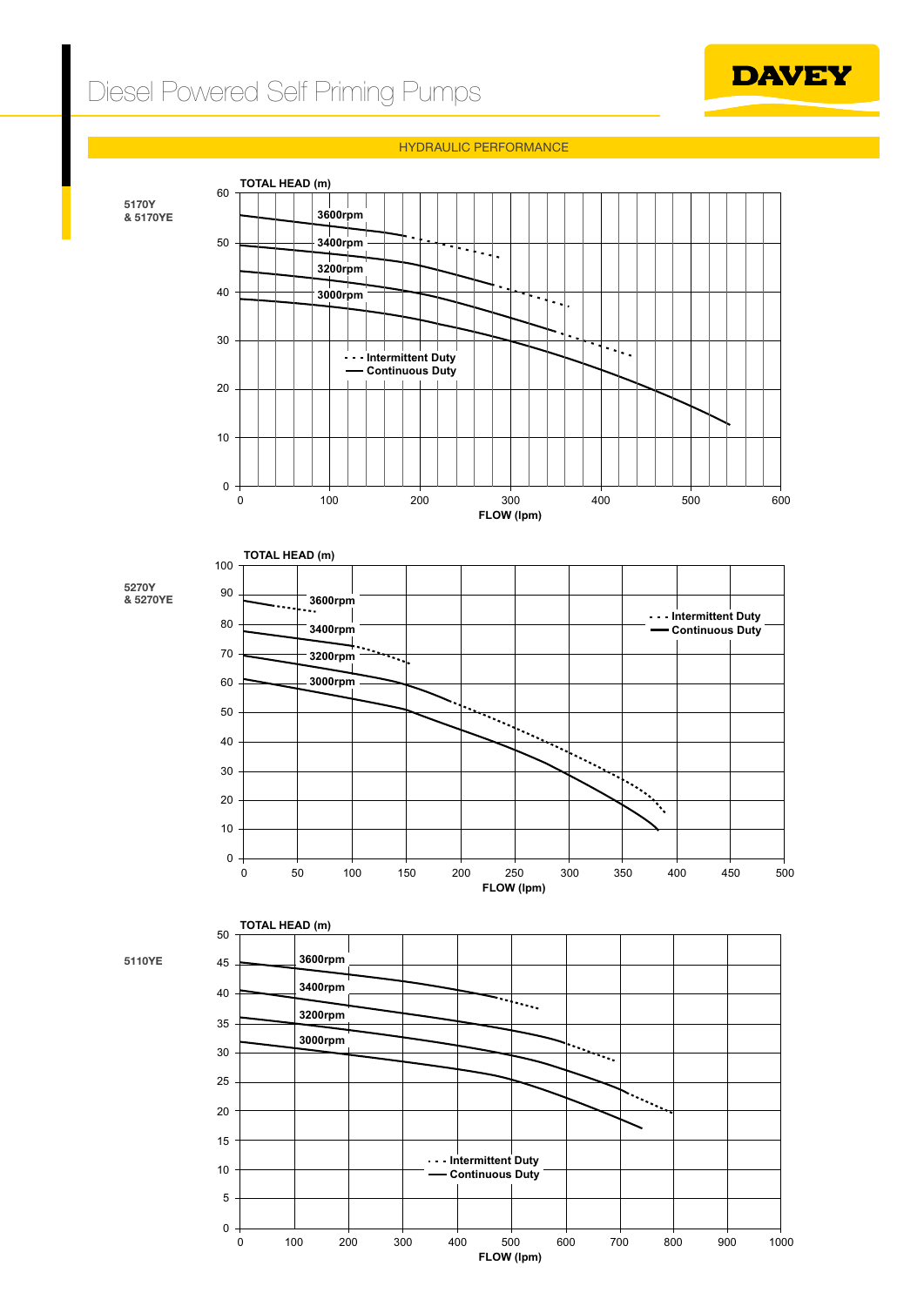# Diesel Powered Self Priming Pumps

## HYDRAULIC PERFORMANCE

**5170Y & 5170YE**

TOTAL HEAD (m)

3600rpm
3400rpm
3200rpm
3000rpm

- - - Intermittent Duty
—— Continuous Duty

FLOW (lpm)

**5270Y & 5270YE**

TOTAL HEAD (m)

3600rpm
3400rpm
3200rpm
3000rpm

- - - Intermittent Duty
—— Continuous Duty

FLOW (lpm)

**5110YE**

TOTAL HEAD (m)

3600rpm
3400rpm
3200rpm
3000rpm

- - - Intermittent Duty
—— Continuous Duty

FLOW (lpm)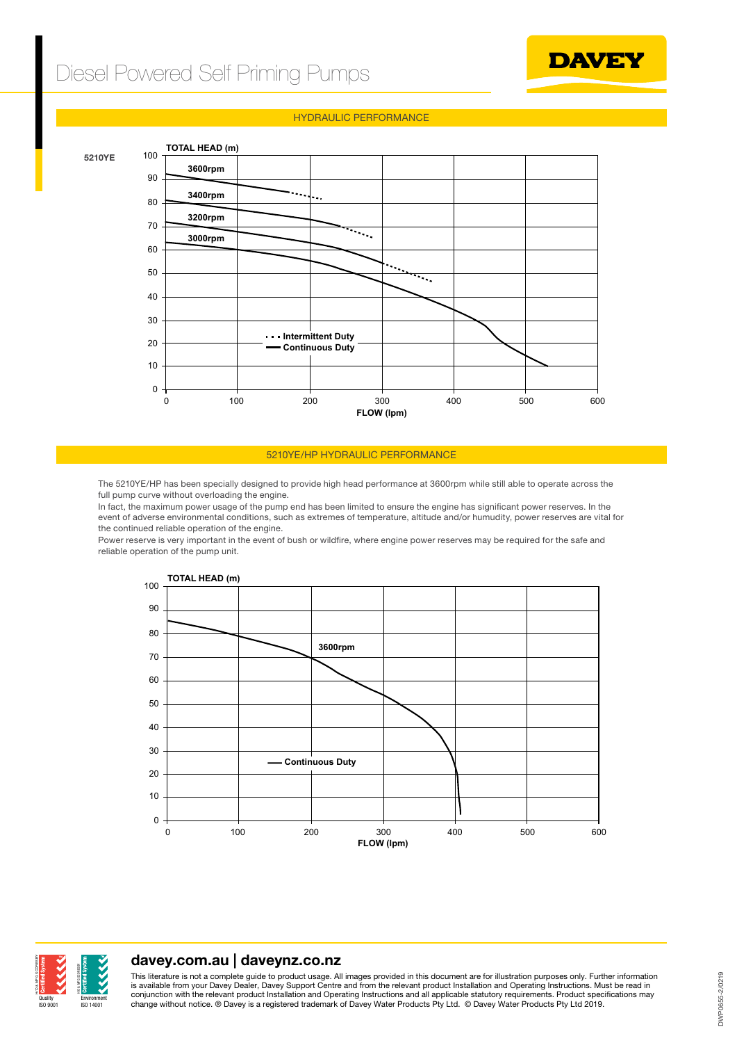# Diesel Powered Self Priming Pumps

## HYDRAULIC PERFORMANCE

5210YE

TOTAL HEAD (m)

100
90
80
70
60
50
40
30
20
10
0

3600rpm
3400rpm
3200rpm
3000rpm

Intermittent Duty
Continuous Duty

0 100 200 300 400 500 600

FLOW (lpm)

## 5210YE/HP HYDRAULIC PERFORMANCE

The 5210YE/HP has been specially designed to provide high head performance at 3600rpm while still able to operate across the full pump curve without overloading the engine.

In fact, the maximum power usage of the pump end has been limited to ensure the engine has significant power reserves. In the event of adverse environmental conditions, such as extremes of temperature, altitude and/or humidity, power reserves are vital for the continued reliable operation of the engine.

Power reserve is very important in the event of bush or wildfire, where engine power reserves may be required for the safe and reliable operation of the pump unit.

TOTAL HEAD (m)

100
90
80
70
60
50
40
30
20
10
0

3600rpm

Continuous Duty

0 100 200 300 400 500 600

FLOW (lpm)

**davey.com.au | daveynz.co.nz**

This literature is not a complete guide to product usage. All images provided in this document are for illustration purposes only. Further information is available from your Davey Dealer, Davey Support Centre and from the relevant product Installation and Operating Instructions. Must be read in conjunction with the relevant product Installation and Operating Instructions and all applicable statutory requirements. Product specifications may change without notice. ® Davey is a registered trademark of Davey Water Products Pty Ltd. © Davey Water Products Pty Ltd 2019.

Quality ISO 9001 | Environment ISO 14001

DWP0655-2/0219